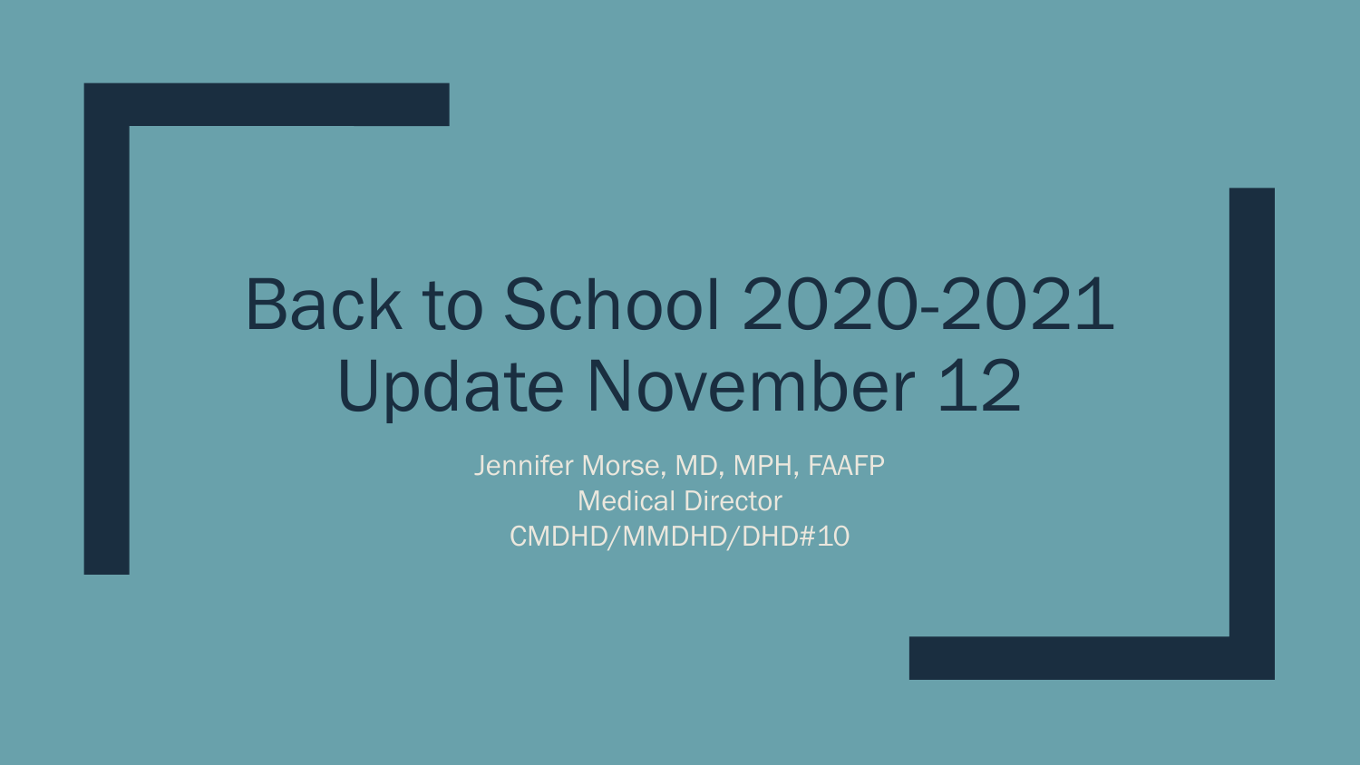# Back to School 2020-2021 Update November 12

Jennifer Morse, MD, MPH, FAAFP
Medical Director
CMDHD/MMDHD/DHD#10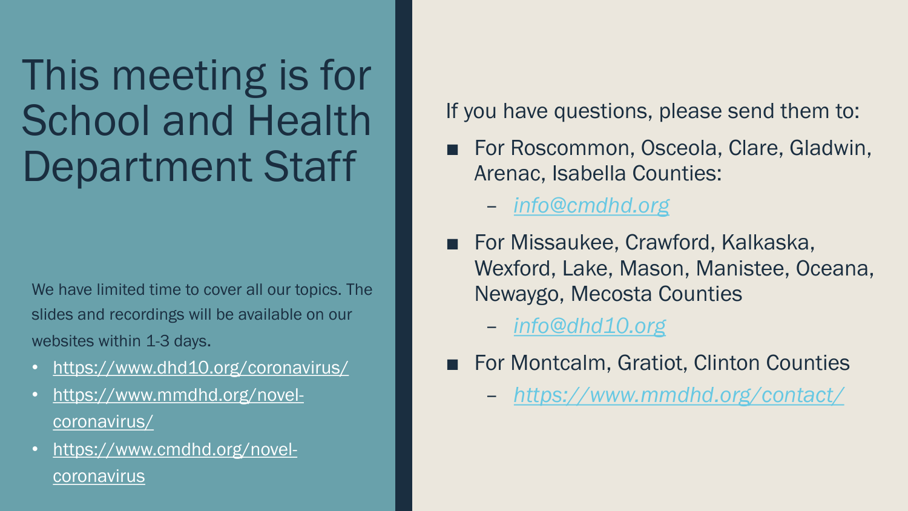# This meeting is for School and Health Department Staff

We have limited time to cover all our topics. The slides and recordings will be available on our websites within 1-3 days.

- https://www.dhd10.org/coronavirus/
- https://www.mmdhd.org/novel-coronavirus/
- https://www.cmdhd.org/novel-coronavirus

If you have questions, please send them to:

- For Roscommon, Osceola, Clare, Gladwin, Arenac, Isabella Counties:
  - *info@cmdhd.org*
- For Missaukee, Crawford, Kalkaska, Wexford, Lake, Mason, Manistee, Oceana, Newaygo, Mecosta Counties
  - *info@dhd10.org*
- For Montcalm, Gratiot, Clinton Counties
  - *https://www.mmdhd.org/contact/*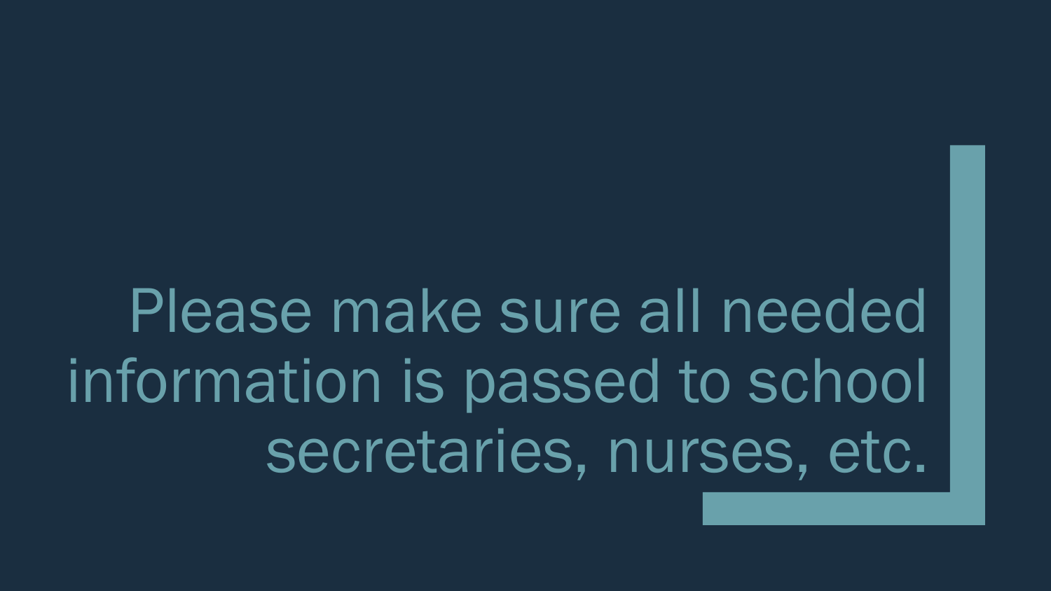# Please make sure all needed information is passed to school secretaries, nurses, etc.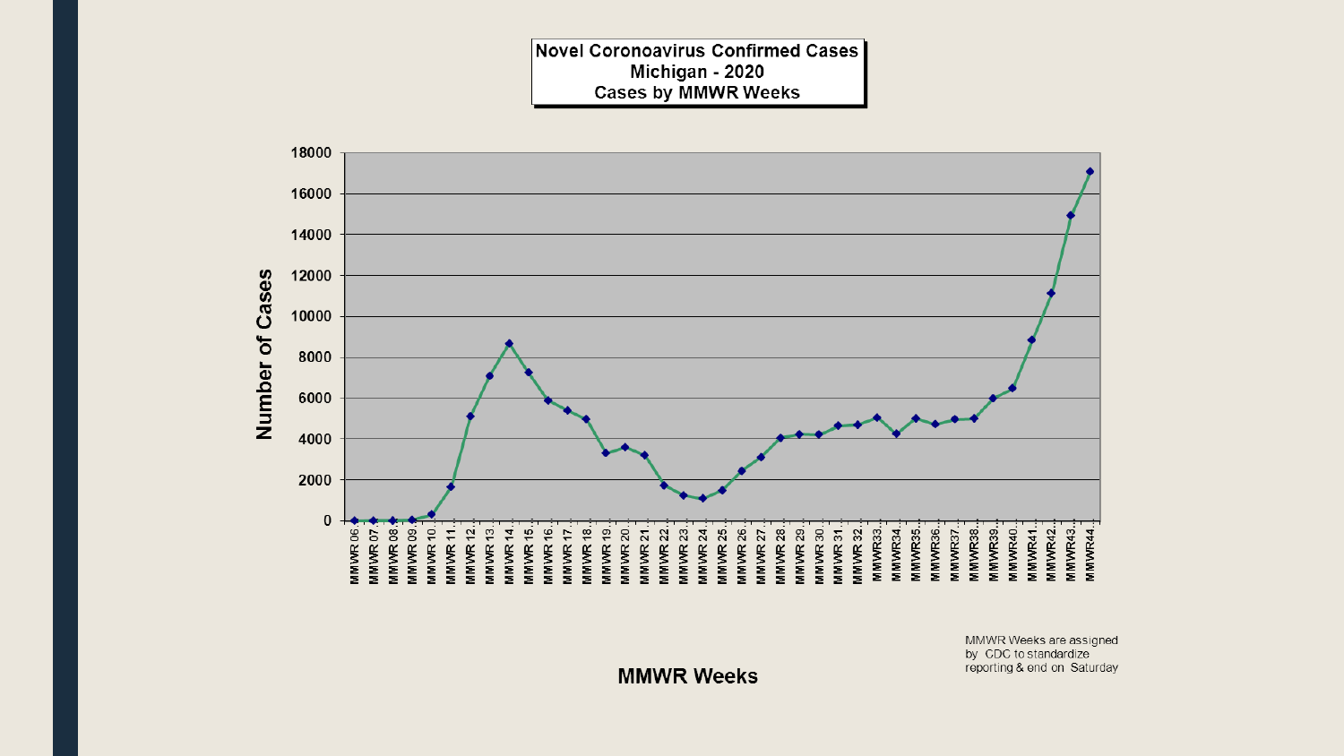**Novel Coronavirus Confirmed Cases**
**Michigan - 2020**
**Cases by MMWR Weeks**

Number of Cases

MMWR Weeks

MMWR Weeks are assigned by CDC to standardize reporting & end on Saturday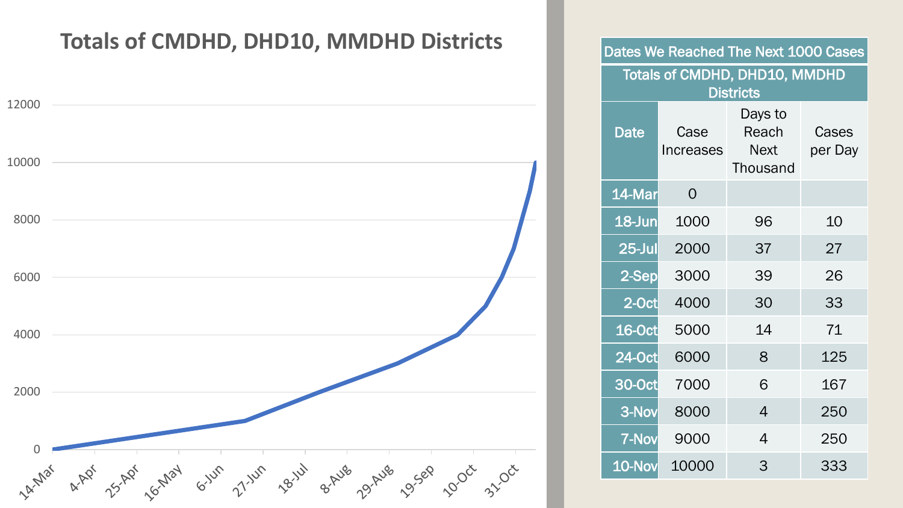## Totals of CMDHD, DHD10, MMDHD Districts

| Dates We Reached The Next 1000 Cases | | | |
|---|---|---|---|
| Totals of CMDHD, DHD10, MMDHD Districts | | | |
| Date | Case Increases | Days to Reach Next Thousand | Cases per Day |
| 14-Mar | 0 | | |
| 18-Jun | 1000 | 96 | 10 |
| 25-Jul | 2000 | 37 | 27 |
| 2-Sep | 3000 | 39 | 26 |
| 2-Oct | 4000 | 30 | 33 |
| 16-Oct | 5000 | 14 | 71 |
| 24-Oct | 6000 | 8 | 125 |
| 30-Oct | 7000 | 6 | 167 |
| 3-Nov | 8000 | 4 | 250 |
| 7-Nov | 9000 | 4 | 250 |
| 10-Nov | 10000 | 3 | 333 |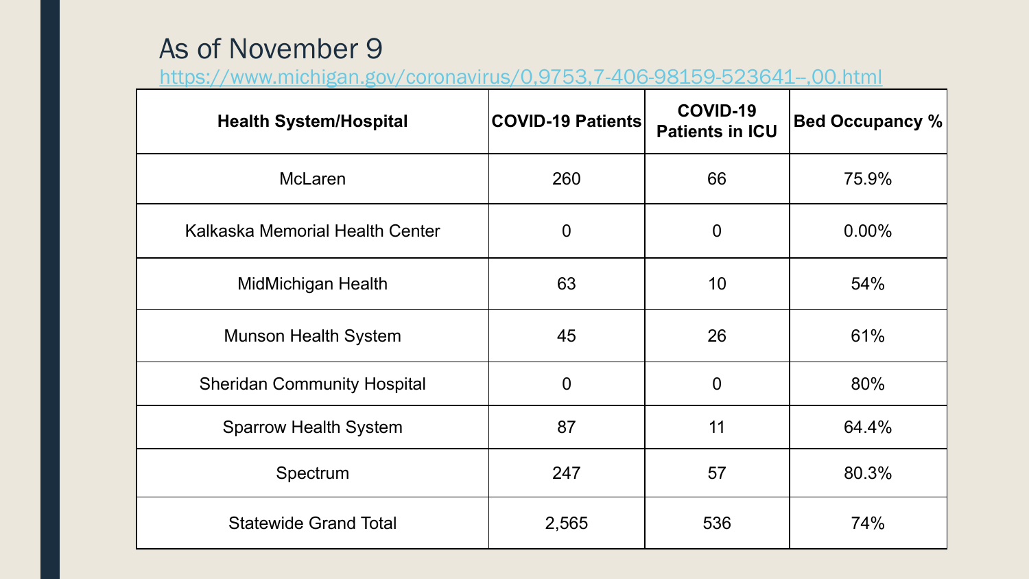# As of November 9

https://www.michigan.gov/coronavirus/0,9753,7-406-98159-523641--,00.html

| Health System/Hospital | COVID-19 Patients | COVID-19 Patients in ICU | Bed Occupancy % |
|---|---|---|---|
| McLaren | 260 | 66 | 75.9% |
| Kalkaska Memorial Health Center | 0 | 0 | 0.00% |
| MidMichigan Health | 63 | 10 | 54% |
| Munson Health System | 45 | 26 | 61% |
| Sheridan Community Hospital | 0 | 0 | 80% |
| Sparrow Health System | 87 | 11 | 64.4% |
| Spectrum | 247 | 57 | 80.3% |
| Statewide Grand Total | 2,565 | 536 | 74% |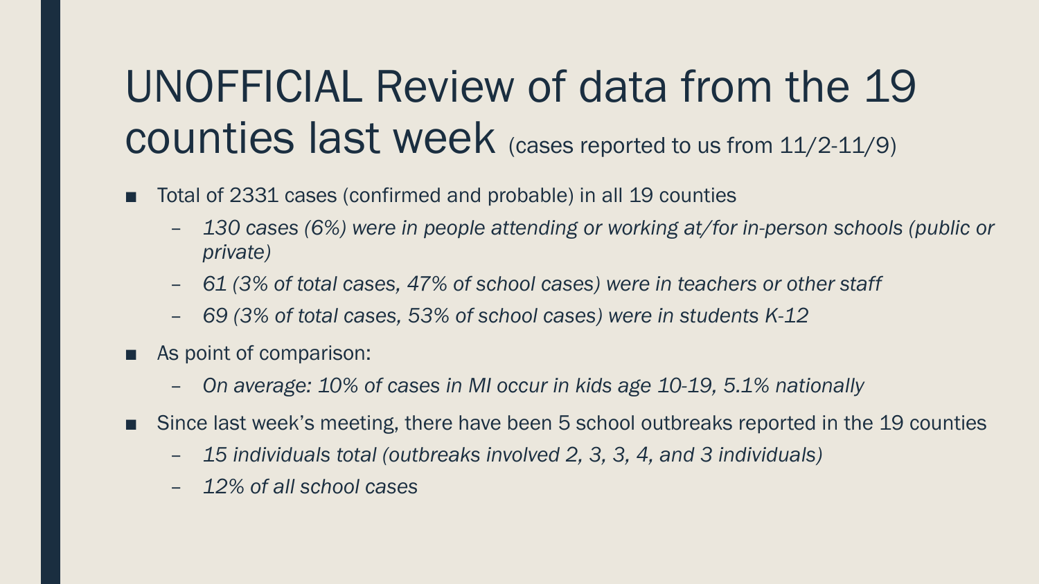# UNOFFICIAL Review of data from the 19 counties last week (cases reported to us from 11/2-11/9)

- Total of 2331 cases (confirmed and probable) in all 19 counties
  - *130 cases (6%) were in people attending or working at/for in-person schools (public or private)*
  - *61 (3% of total cases, 47% of school cases) were in teachers or other staff*
  - *69 (3% of total cases, 53% of school cases) were in students K-12*
- As point of comparison:
  - *On average: 10% of cases in MI occur in kids age 10-19, 5.1% nationally*
- Since last week's meeting, there have been 5 school outbreaks reported in the 19 counties
  - *15 individuals total (outbreaks involved 2, 3, 3, 4, and 3 individuals)*
  - *12% of all school cases*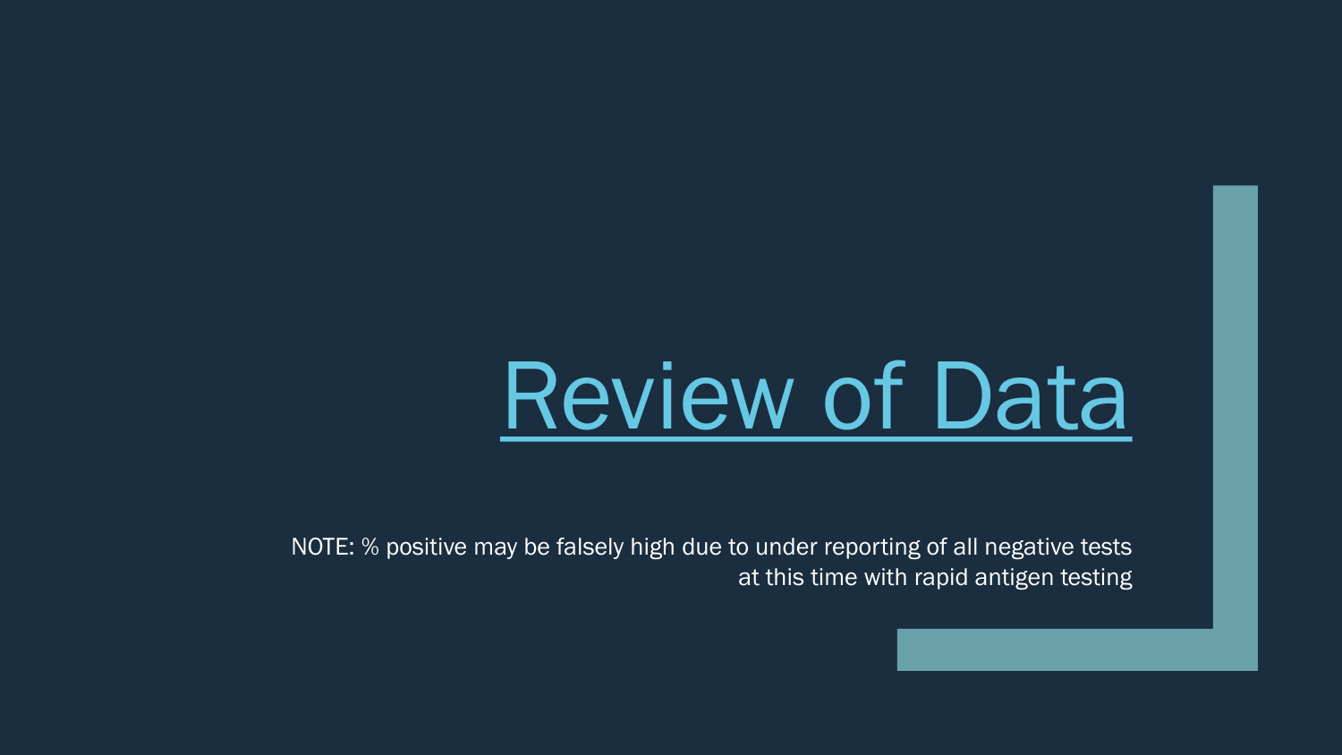# Review of Data

NOTE: % positive may be falsely high due to under reporting of all negative tests at this time with rapid antigen testing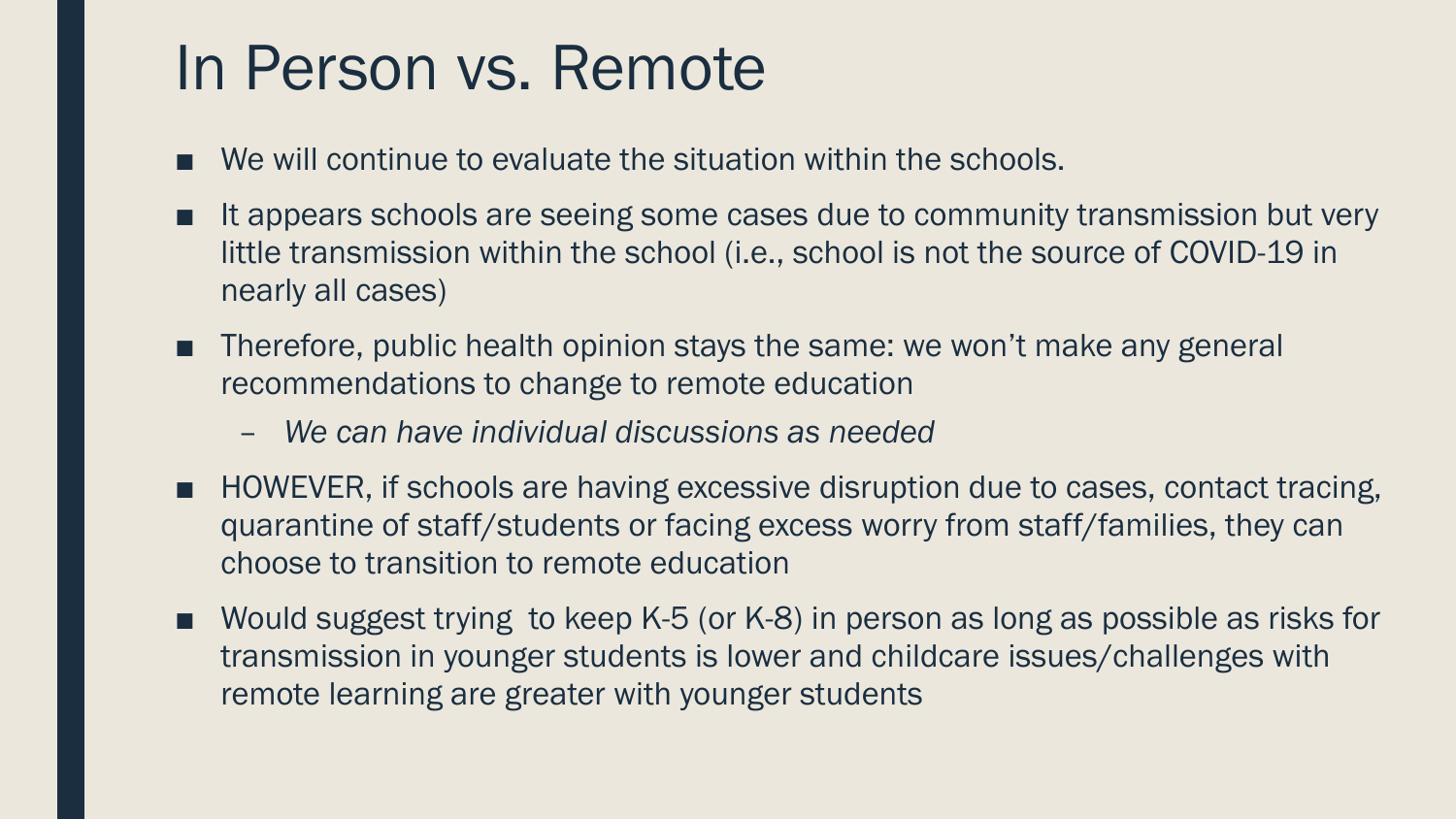# In Person vs. Remote

- We will continue to evaluate the situation within the schools.
- It appears schools are seeing some cases due to community transmission but very little transmission within the school (i.e., school is not the source of COVID-19 in nearly all cases)
- Therefore, public health opinion stays the same: we won't make any general recommendations to change to remote education
  - *We can have individual discussions as needed*
- HOWEVER, if schools are having excessive disruption due to cases, contact tracing, quarantine of staff/students or facing excess worry from staff/families, they can choose to transition to remote education
- Would suggest trying  to keep K-5 (or K-8) in person as long as possible as risks for transmission in younger students is lower and childcare issues/challenges with remote learning are greater with younger students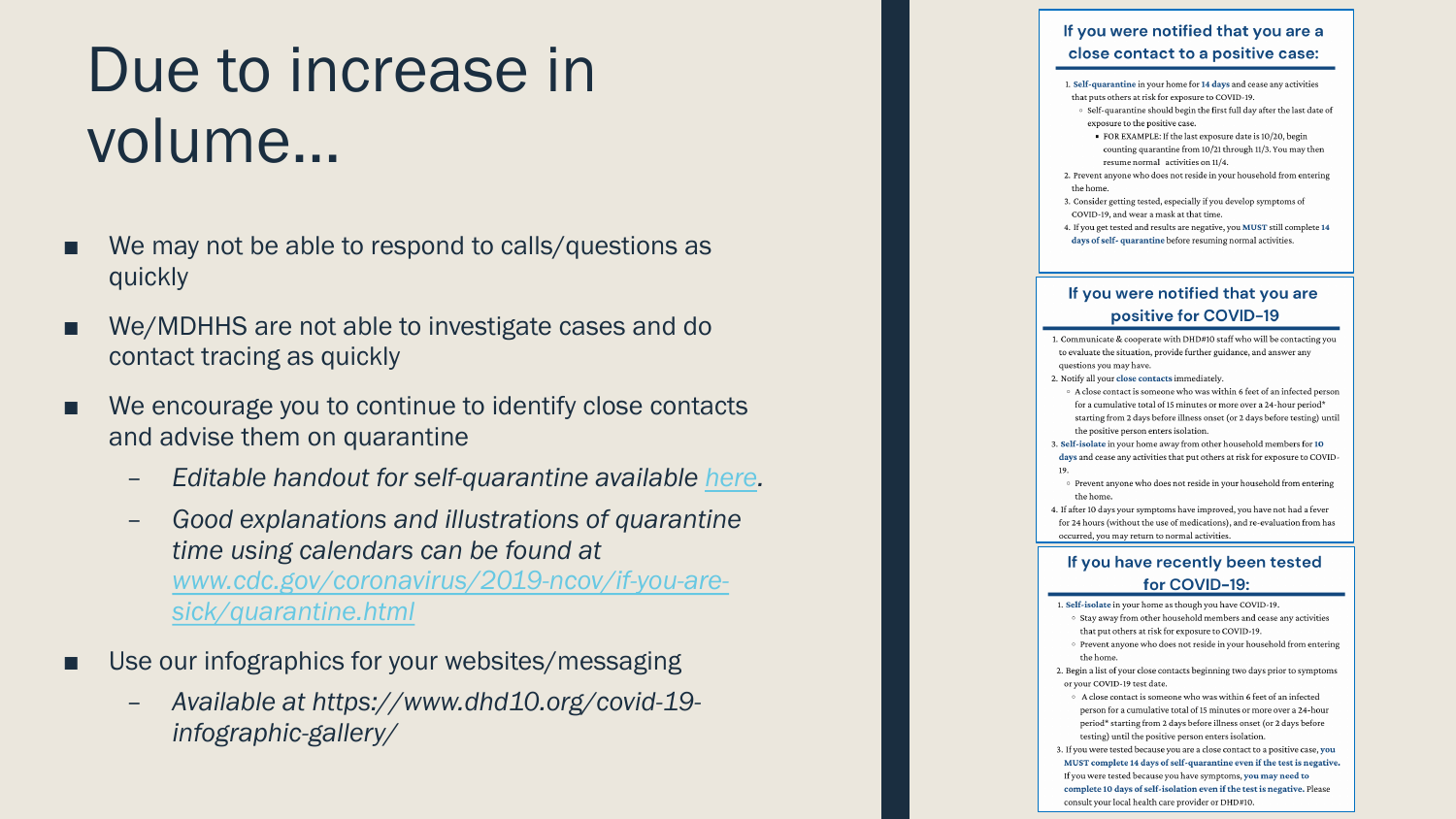# Due to increase in volume…

- We may not be able to respond to calls/questions as quickly
- We/MDHHS are not able to investigate cases and do contact tracing as quickly
- We encourage you to continue to identify close contacts and advise them on quarantine
  - *Editable handout for self-quarantine available [here](here).*
  - *Good explanations and illustrations of quarantine time using calendars can be found at [www.cdc.gov/coronavirus/2019-ncov/if-you-are-sick/quarantine.html](www.cdc.gov/coronavirus/2019-ncov/if-you-are-sick/quarantine.html)*
- Use our infographics for your websites/messaging
  - *Available at https://www.dhd10.org/covid-19-infographic-gallery/*

## If you were notified that you are a close contact to a positive case:

1. **Self-quarantine** in your home for **14 days** and cease any activities that puts others at risk for exposure to COVID-19.
   - Self-quarantine should begin the first full day after the last date of exposure to the positive case.
     - FOR EXAMPLE: If the last exposure date is 10/20, begin counting quarantine from 10/21 through 11/3. You may then resume normal activities on 11/4.
2. Prevent anyone who does not reside in your household from entering the home.
3. Consider getting tested, especially if you develop symptoms of COVID-19, and wear a mask at that time.
4. If you get tested and results are negative, you **MUST** still complete **14 days of self- quarantine** before resuming normal activities.

## If you were notified that you are positive for COVID-19

1. Communicate & cooperate with DHD#10 staff who will be contacting you to evaluate the situation, provide further guidance, and answer any questions you may have.
2. Notify all your **close contacts** immediately.
   - A close contact is someone who was within 6 feet of an infected person for a cumulative total of 15 minutes or more over a 24-hour period* starting from 2 days before illness onset (or 2 days before testing) until the positive person enters isolation.
3. **Self-isolate** in your home away from other household members for **10 days** and cease any activities that put others at risk for exposure to COVID-19.
   - Prevent anyone who does not reside in your household from entering the home.
4. If after 10 days your symptoms have improved, you have not had a fever for 24 hours (without the use of medications), and re-evaluation from has occurred, you may return to normal activities.

## If you have recently been tested for COVID-19:

1. **Self-isolate** in your home as though you have COVID-19.
   - Stay away from other household members and cease any activities that put others at risk for exposure to COVID-19.
   - Prevent anyone who does not reside in your household from entering the home.
2. Begin a list of your close contacts beginning two days prior to symptoms or your COVID-19 test date.
   - A close contact is someone who was within 6 feet of an infected person for a cumulative total of 15 minutes or more over a 24-hour period* starting from 2 days before illness onset (or 2 days before testing) until the positive person enters isolation.
3. If you were tested because you are a close contact to a positive case, **you MUST complete 14 days of self-quarantine even if the test is negative.** If you were tested because you have symptoms, **you may need to complete 10 days of self-isolation even if the test is negative.** Please consult your local health care provider or DHD#10.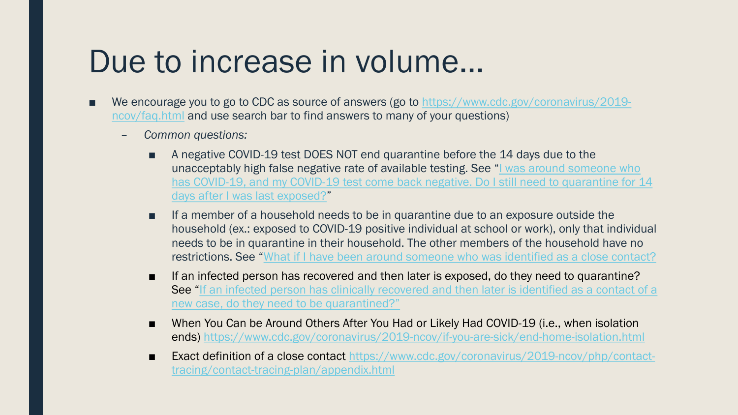# Due to increase in volume…

- We encourage you to go to CDC as source of answers (go to [https://www.cdc.gov/coronavirus/2019-ncov/faq.html](https://www.cdc.gov/coronavirus/2019-ncov/faq.html) and use search bar to find answers to many of your questions)
  - *Common questions:*
    - A negative COVID-19 test DOES NOT end quarantine before the 14 days due to the unacceptably high false negative rate of available testing. See "I was around someone who has COVID-19, and my COVID-19 test come back negative. Do I still need to quarantine for 14 days after I was last exposed?"
    - If a member of a household needs to be in quarantine due to an exposure outside the household (ex.: exposed to COVID-19 positive individual at school or work), only that individual needs to be in quarantine in their household. The other members of the household have no restrictions. See "What if I have been around someone who was identified as a close contact?
    - If an infected person has recovered and then later is exposed, do they need to quarantine? See "If an infected person has clinically recovered and then later is identified as a contact of a new case, do they need to be quarantined?"
    - When You Can be Around Others After You Had or Likely Had COVID-19 (i.e., when isolation ends) [https://www.cdc.gov/coronavirus/2019-ncov/if-you-are-sick/end-home-isolation.html](https://www.cdc.gov/coronavirus/2019-ncov/if-you-are-sick/end-home-isolation.html)
    - Exact definition of a close contact [https://www.cdc.gov/coronavirus/2019-ncov/php/contact-tracing/contact-tracing-plan/appendix.html](https://www.cdc.gov/coronavirus/2019-ncov/php/contact-tracing/contact-tracing-plan/appendix.html)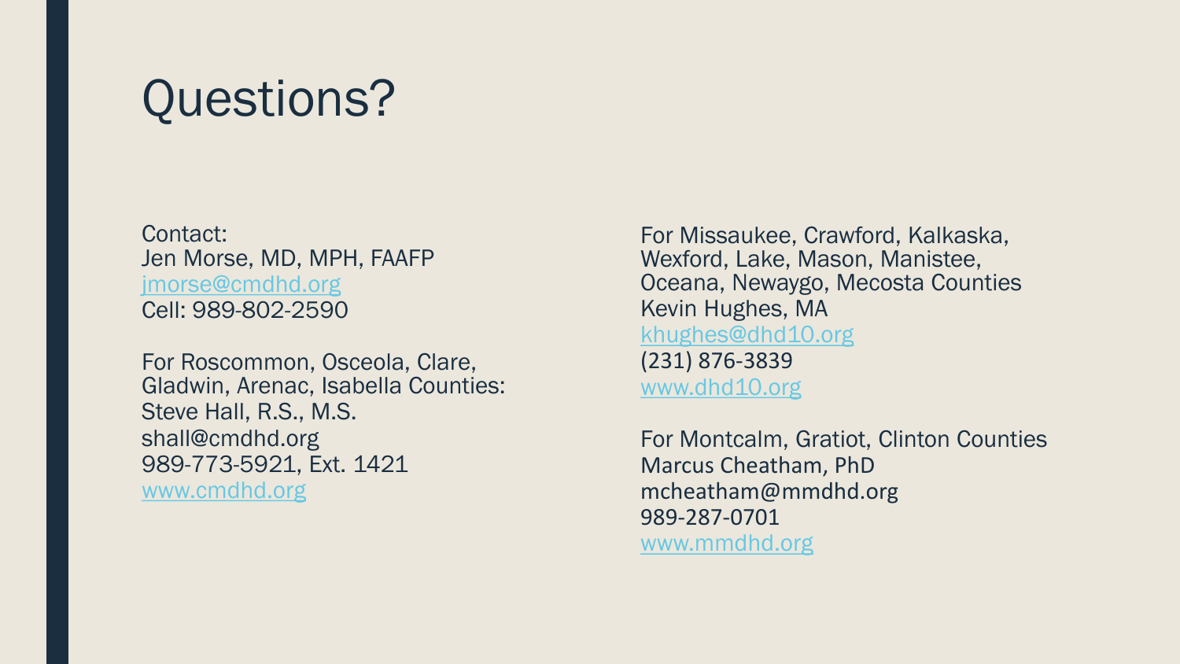# Questions?

Contact:
Jen Morse, MD, MPH, FAAFP
jmorse@cmdhd.org
Cell: 989-802-2590

For Roscommon, Osceola, Clare, Gladwin, Arenac, Isabella Counties:
Steve Hall, R.S., M.S.
shall@cmdhd.org
989-773-5921, Ext. 1421
www.cmdhd.org

For Missaukee, Crawford, Kalkaska, Wexford, Lake, Mason, Manistee, Oceana, Newaygo, Mecosta Counties
Kevin Hughes, MA
khughes@dhd10.org
(231) 876-3839
www.dhd10.org

For Montcalm, Gratiot, Clinton Counties
Marcus Cheatham, PhD
mcheatham@mmdhd.org
989-287-0701
www.mmdhd.org